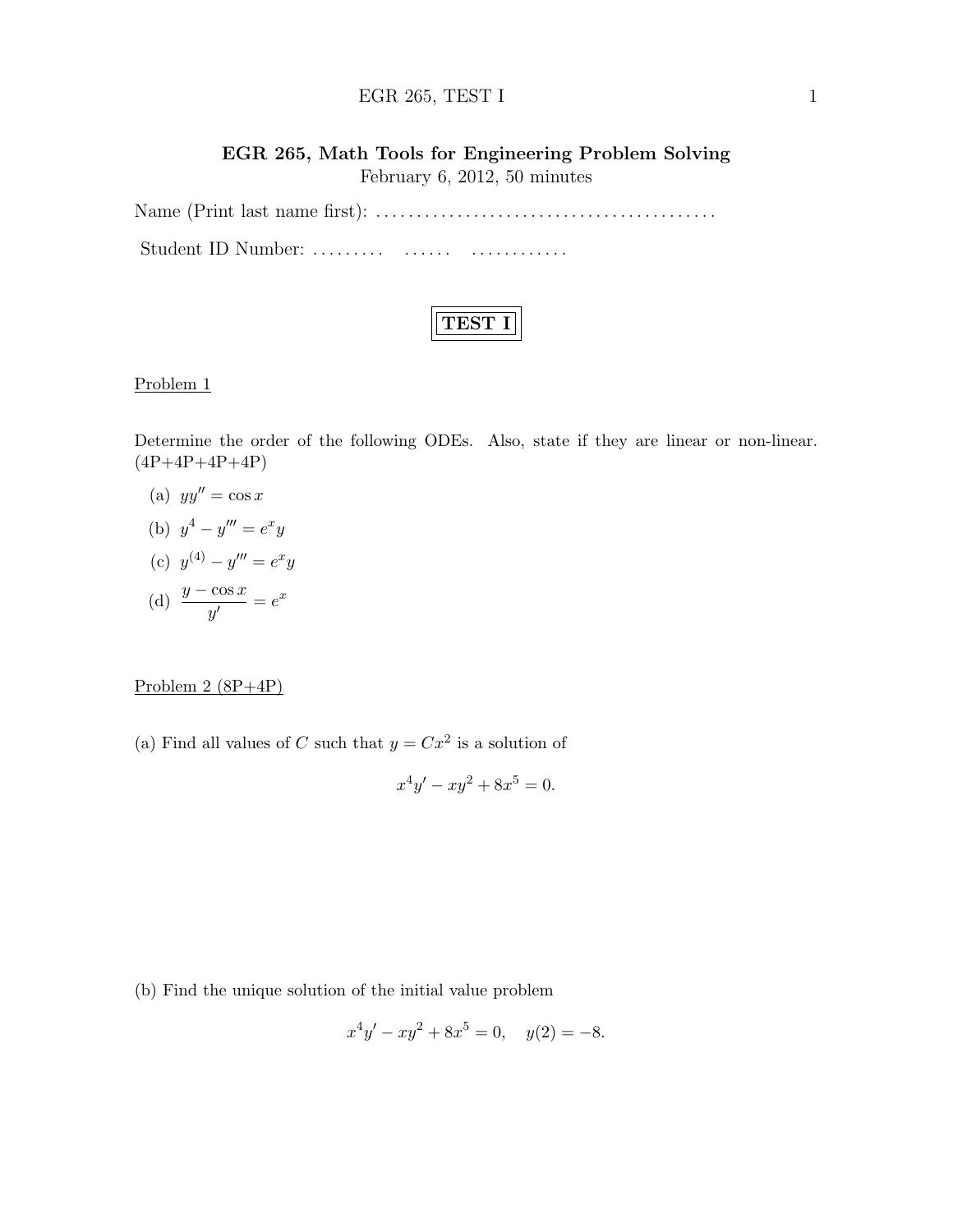# EGR 265, Math Tools for Engineering Problem Solving

February 6, 2012, 50 minutes

Name (Print last name first): ........................................

Student ID Number: ......... ...... ............

## TEST I

### Problem 1

Determine the order of the following ODEs. Also, state if they are linear or non-linear. (4P+4P+4P+4P)

(a) $yy'' = \cos x$

(b) $y^4 - y''' = e^x y$

(c) $y^{(4)} - y''' = e^x y$

(d) $\dfrac{y - \cos x}{y'} = e^x$

### Problem 2 (8P+4P)

(a) Find all values of $C$ such that $y = Cx^2$ is a solution of

$$x^4 y' - xy^2 + 8x^5 = 0.$$

(b) Find the unique solution of the initial value problem

$$x^4 y' - xy^2 + 8x^5 = 0, \quad y(2) = -8.$$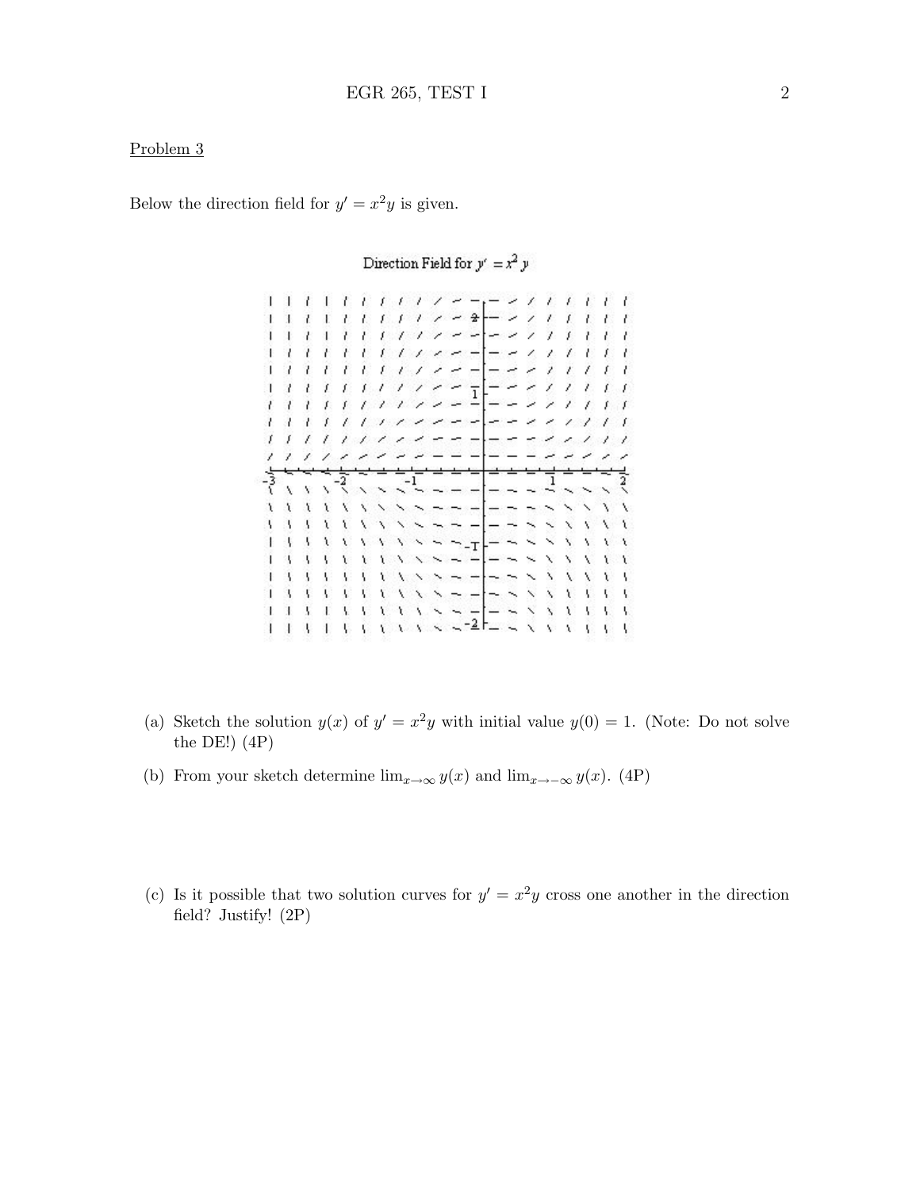## Problem 3

Below the direction field for $y' = x^2 y$ is given.

Direction Field for $y' = x^2 y$

(a) Sketch the solution $y(x)$ of $y' = x^2 y$ with initial value $y(0) = 1$. (Note: Do not solve the DE!) (4P)

(b) From your sketch determine $\lim_{x\to\infty} y(x)$ and $\lim_{x\to-\infty} y(x)$. (4P)

(c) Is it possible that two solution curves for $y' = x^2 y$ cross one another in the direction field? Justify! (2P)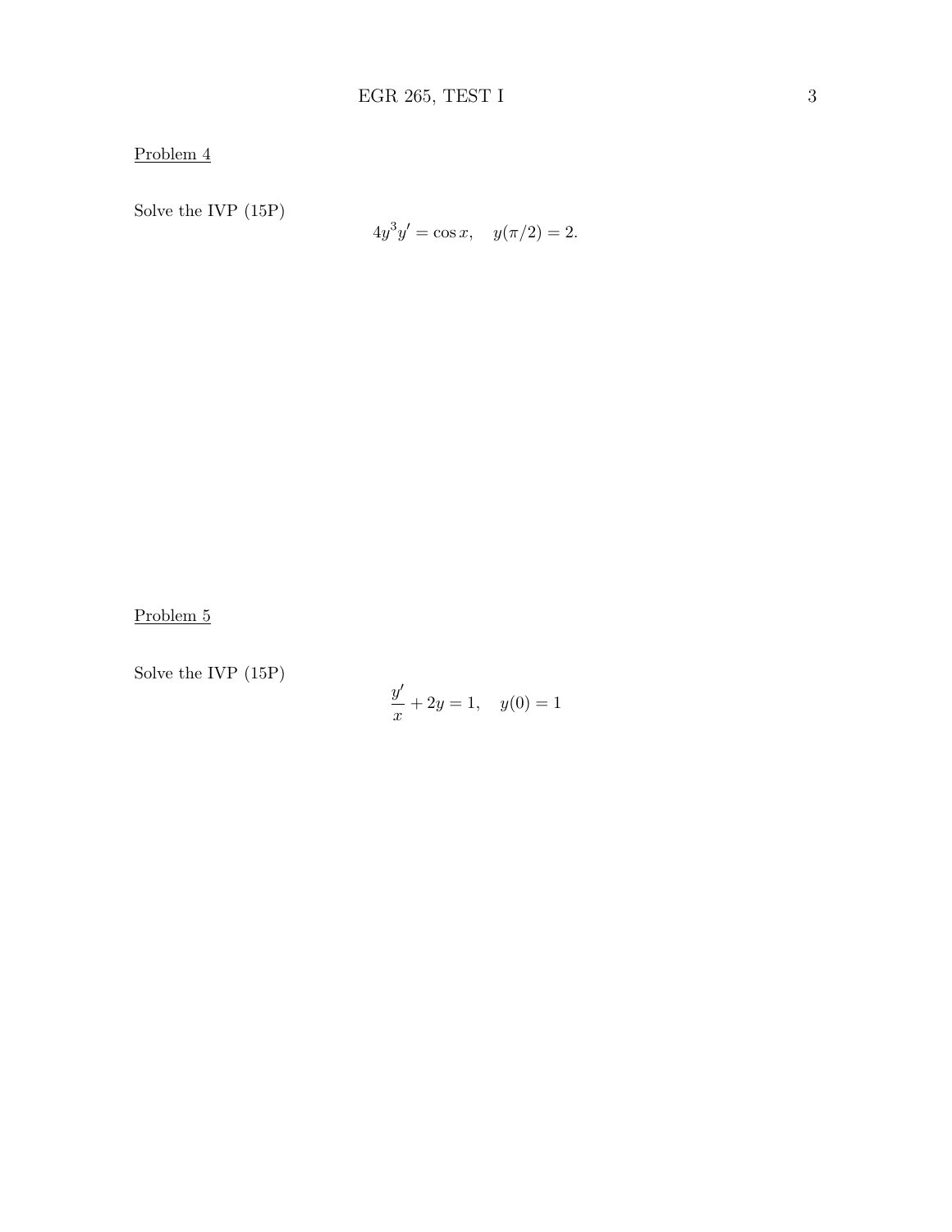Problem 4

Solve the IVP (15P)

$$4y^3y' = \cos x, \quad y(\pi/2) = 2.$$

Problem 5

Solve the IVP (15P)

$$\frac{y'}{x} + 2y = 1, \quad y(0) = 1$$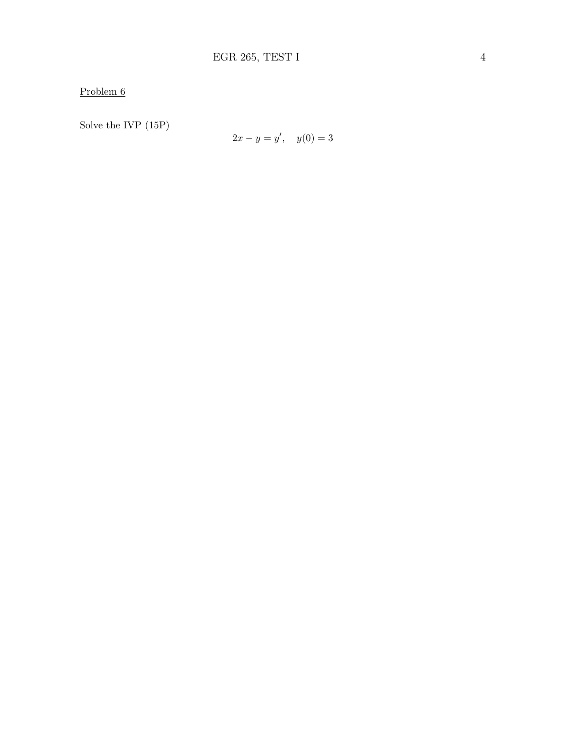Problem 6

Solve the IVP (15P)

$$2x - y = y', \quad y(0) = 3$$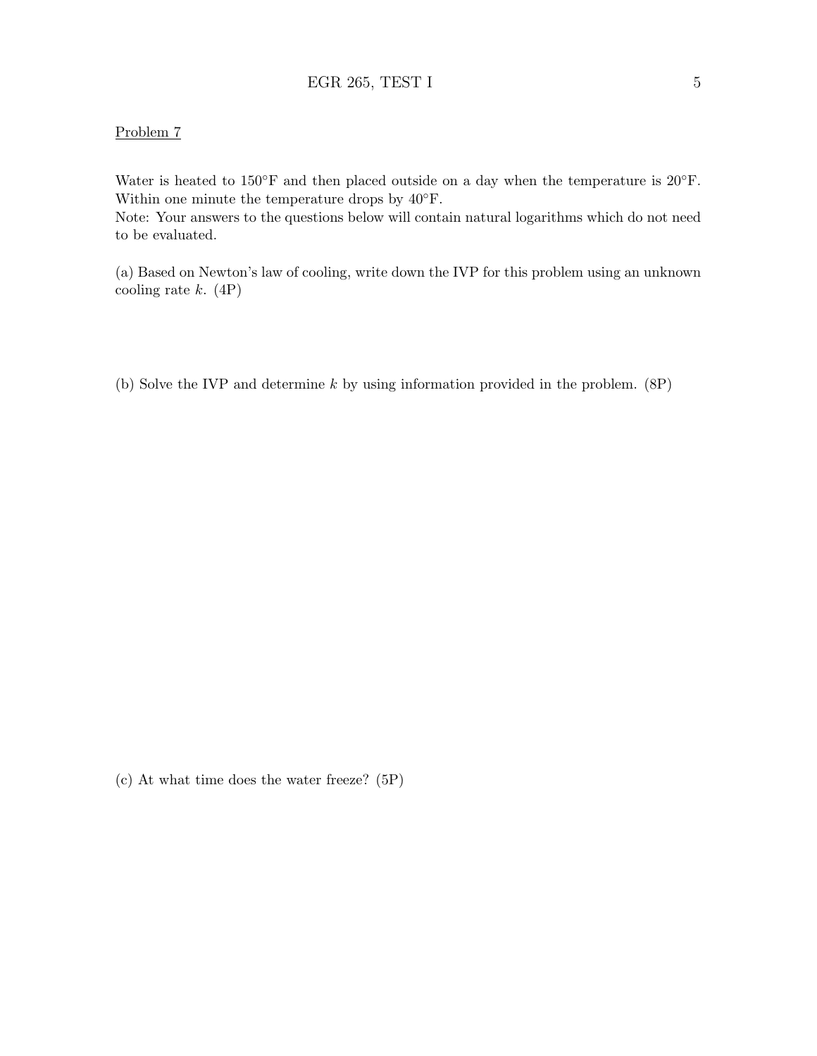Problem 7

Water is heated to 150°F and then placed outside on a day when the temperature is 20°F. Within one minute the temperature drops by 40°F.
Note: Your answers to the questions below will contain natural logarithms which do not need to be evaluated.

(a) Based on Newton's law of cooling, write down the IVP for this problem using an unknown cooling rate $k$. (4P)

(b) Solve the IVP and determine $k$ by using information provided in the problem. (8P)

(c) At what time does the water freeze? (5P)